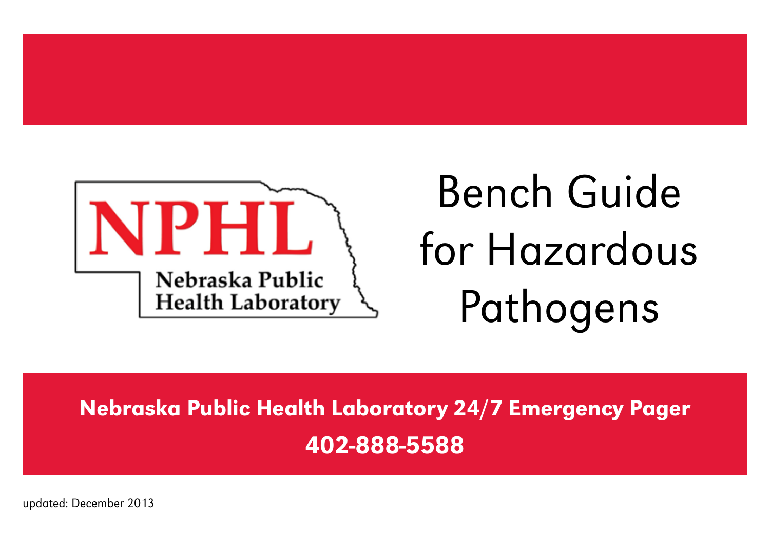NPHL

Nebraska Public Health Laboratory

# Bench Guide for Hazardous Pathogens

**Nebraska Public Health Laboratory 24/7 Emergency Pager**

**402-888-5588**

updated: December 2013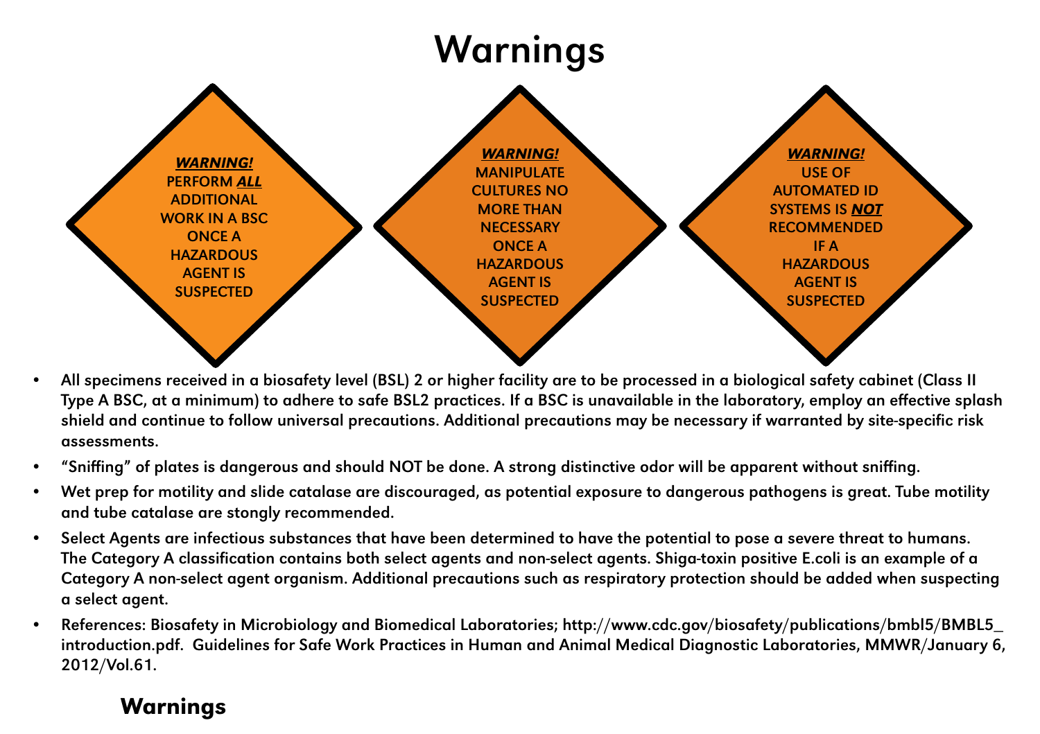# Warnings

***WARNING!***
PERFORM ***ALL*** ADDITIONAL WORK IN A BSC ONCE A HAZARDOUS AGENT IS SUSPECTED

***WARNING!***
MANIPULATE CULTURES NO MORE THAN NECESSARY ONCE A HAZARDOUS AGENT IS SUSPECTED

***WARNING!***
USE OF AUTOMATED ID SYSTEMS IS ***NOT*** RECOMMENDED IF A HAZARDOUS AGENT IS SUSPECTED

- All specimens received in a biosafety level (BSL) 2 or higher facility are to be processed in a biological safety cabinet (Class II Type A BSC, at a minimum) to adhere to safe BSL2 practices. If a BSC is unavailable in the laboratory, employ an effective splash shield and continue to follow universal precautions. Additional precautions may be necessary if warranted by site-specific risk assessments.
- "Sniffing" of plates is dangerous and should NOT be done. A strong distinctive odor will be apparent without sniffing.
- Wet prep for motility and slide catalase are discouraged, as potential exposure to dangerous pathogens is great. Tube motility and tube catalase are stongly recommended.
- Select Agents are infectious substances that have been determined to have the potential to pose a severe threat to humans. The Category A classification contains both select agents and non-select agents. Shiga-toxin positive E.coli is an example of a Category A non-select agent organism. Additional precautions such as respiratory protection should be added when suspecting a select agent.
- References: Biosafety in Microbiology and Biomedical Laboratories; http://www.cdc.gov/biosafety/publications/bmbl5/BMBL5_introduction.pdf. Guidelines for Safe Work Practices in Human and Animal Medical Diagnostic Laboratories, MMWR/January 6, 2012/Vol.61.

## Warnings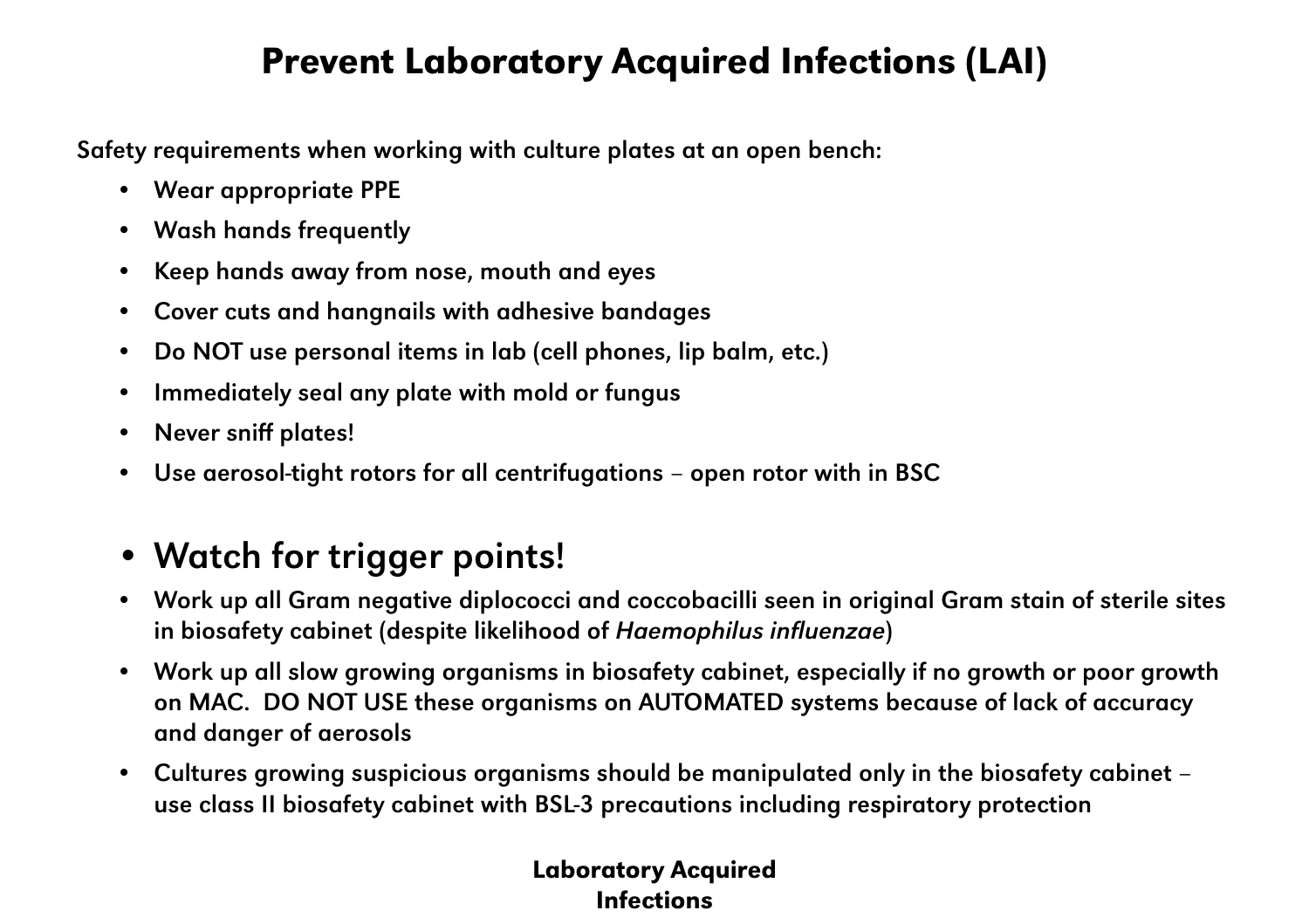# Prevent Laboratory Acquired Infections (LAI)

Safety requirements when working with culture plates at an open bench:

- Wear appropriate PPE
- Wash hands frequently
- Keep hands away from nose, mouth and eyes
- Cover cuts and hangnails with adhesive bandages
- Do NOT use personal items in lab (cell phones, lip balm, etc.)
- Immediately seal any plate with mold or fungus
- Never sniff plates!
- Use aerosol-tight rotors for all centrifugations – open rotor with in BSC

- **Watch for trigger points!**
- Work up all Gram negative diplococci and coccobacilli seen in original Gram stain of sterile sites in biosafety cabinet (despite likelihood of *Haemophilus influenzae*)
- Work up all slow growing organisms in biosafety cabinet, especially if no growth or poor growth on MAC. DO NOT USE these organisms on AUTOMATED systems because of lack of accuracy and danger of aerosols
- Cultures growing suspicious organisms should be manipulated only in the biosafety cabinet – use class II biosafety cabinet with BSL-3 precautions including respiratory protection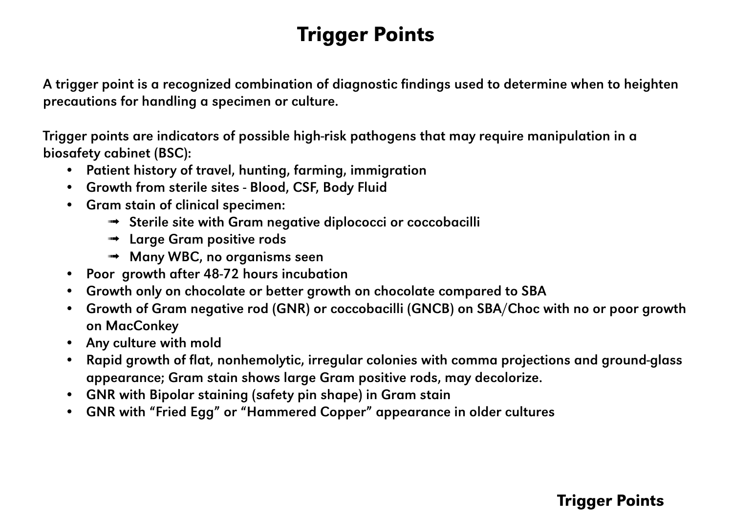# Trigger Points

A trigger point is a recognized combination of diagnostic findings used to determine when to heighten precautions for handling a specimen or culture.

Trigger points are indicators of possible high-risk pathogens that may require manipulation in a biosafety cabinet (BSC):

- Patient history of travel, hunting, farming, immigration
- Growth from sterile sites - Blood, CSF, Body Fluid
- Gram stain of clinical specimen:
  - ➟ Sterile site with Gram negative diplococci or coccobacilli
  - ➟ Large Gram positive rods
  - ➟ Many WBC, no organisms seen
- Poor growth after 48-72 hours incubation
- Growth only on chocolate or better growth on chocolate compared to SBA
- Growth of Gram negative rod (GNR) or coccobacilli (GNCB) on SBA/Choc with no or poor growth on MacConkey
- Any culture with mold
- Rapid growth of flat, nonhemolytic, irregular colonies with comma projections and ground-glass appearance; Gram stain shows large Gram positive rods, may decolorize.
- GNR with Bipolar staining (safety pin shape) in Gram stain
- GNR with “Fried Egg” or “Hammered Copper” appearance in older cultures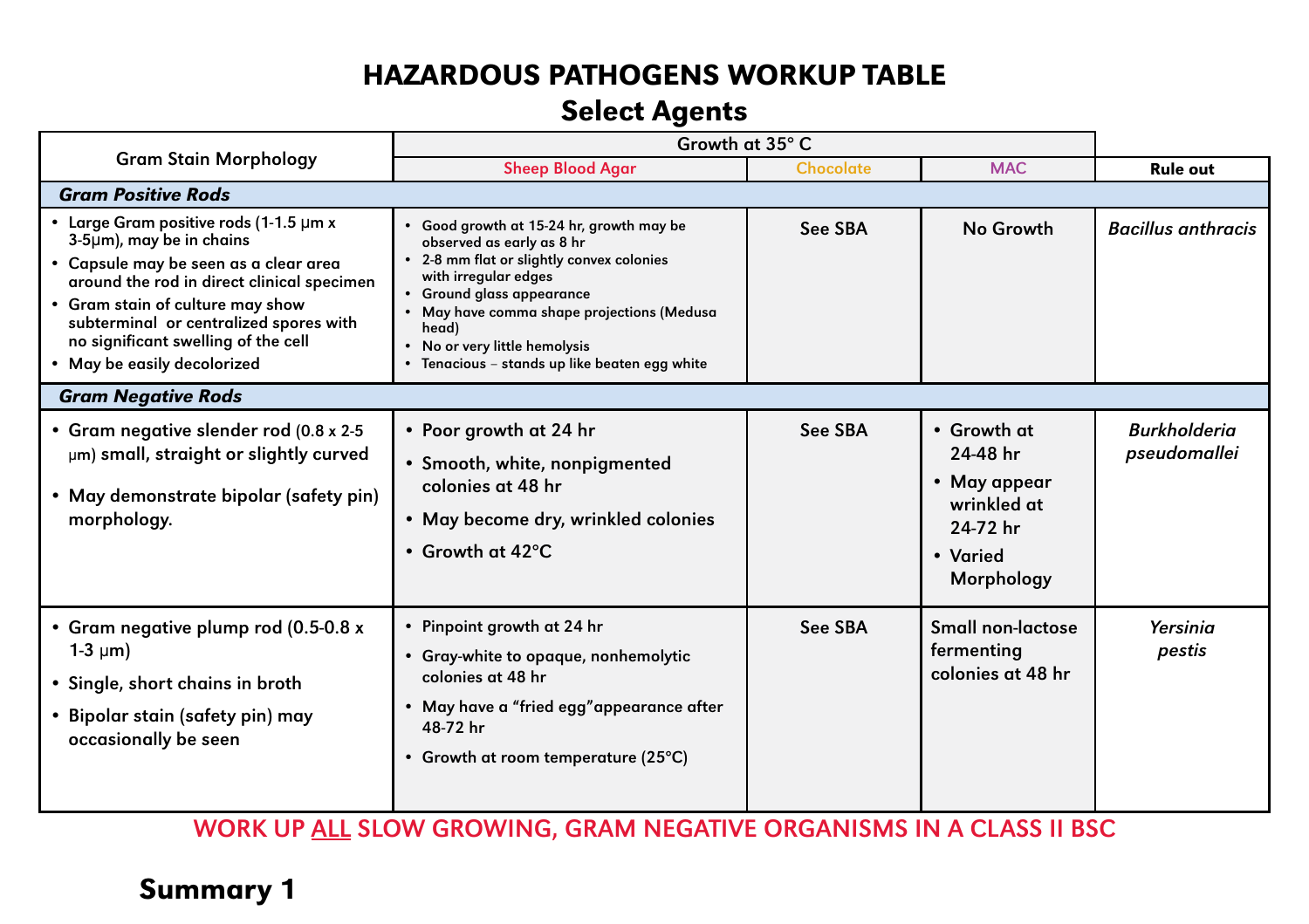# HAZARDOUS PATHOGENS WORKUP TABLE

## Select Agents

| Gram Stain Morphology | Growth at 35° C | | | Rule out |
|---|---|---|---|---|
| | Sheep Blood Agar | Chocolate | MAC | |
| ***Gram Positive Rods*** | | | | |
| • Large Gram positive rods (1-1.5 μm x 3-5μm), may be in chains<br>• Capsule may be seen as a clear area around the rod in direct clinical specimen<br>• Gram stain of culture may show subterminal or centralized spores with no significant swelling of the cell<br>• May be easily decolorized | • Good growth at 15-24 hr, growth may be observed as early as 8 hr<br>• 2-8 mm flat or slightly convex colonies with irregular edges<br>• Ground glass appearance<br>• May have comma shape projections (Medusa head)<br>• No or very little hemolysis<br>• Tenacious – stands up like beaten egg white | See SBA | No Growth | *Bacillus anthracis* |
| ***Gram Negative Rods*** | | | | |
| • Gram negative slender rod (0.8 x 2-5 μm) small, straight or slightly curved<br>• May demonstrate bipolar (safety pin) morphology. | • Poor growth at 24 hr<br>• Smooth, white, nonpigmented colonies at 48 hr<br>• May become dry, wrinkled colonies<br>• Growth at 42°C | See SBA | • Growth at 24-48 hr<br>• May appear wrinkled at 24-72 hr<br>• Varied Morphology | *Burkholderia pseudomallei* |
| • Gram negative plump rod (0.5-0.8 x 1-3 μm)<br>• Single, short chains in broth<br>• Bipolar stain (safety pin) may occasionally be seen | • Pinpoint growth at 24 hr<br>• Gray-white to opaque, nonhemolytic colonies at 48 hr<br>• May have a "fried egg" appearance after 48-72 hr<br>• Growth at room temperature (25°C) | See SBA | Small non-lactose fermenting colonies at 48 hr | *Yersinia pestis* |

**WORK UP ALL SLOW GROWING, GRAM NEGATIVE ORGANISMS IN A CLASS II BSC**

**Summary 1**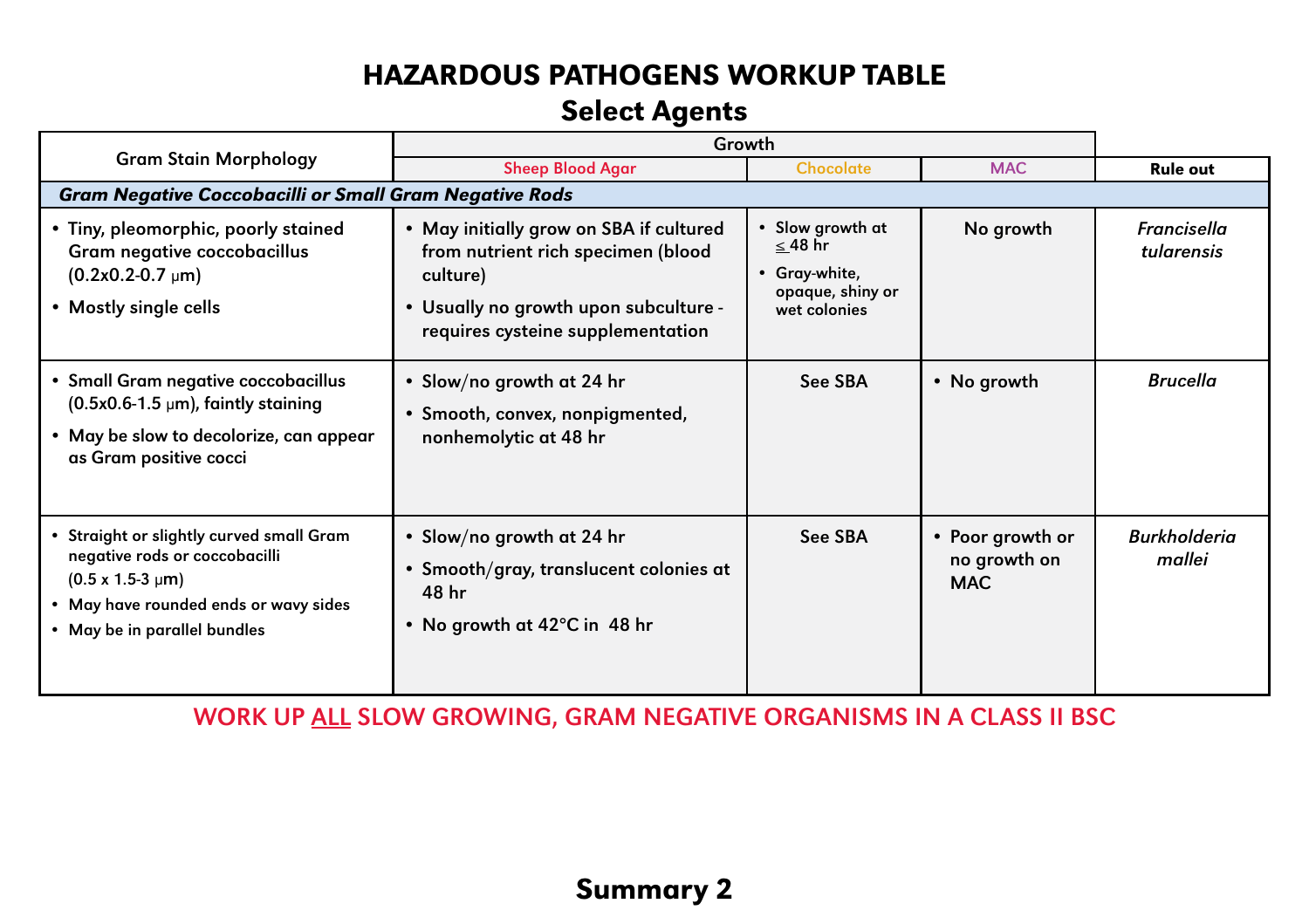# HAZARDOUS PATHOGENS WORKUP TABLE

## Select Agents

| Gram Stain Morphology | Growth | | | Rule out |
|---|---|---|---|---|
| | Sheep Blood Agar | Chocolate | MAC | |
| ***Gram Negative Coccobacilli or Small Gram Negative Rods*** | | | | |
| • Tiny, pleomorphic, poorly stained Gram negative coccobacillus (0.2x0.2-0.7 μm)<br>• Mostly single cells | • May initially grow on SBA if cultured from nutrient rich specimen (blood culture)<br>• Usually no growth upon subculture - requires cysteine supplementation | • Slow growth at ≤ 48 hr<br>• Gray-white, opaque, shiny or wet colonies | No growth | *Francisella tularensis* |
| • Small Gram negative coccobacillus (0.5x0.6-1.5 μm), faintly staining<br>• May be slow to decolorize, can appear as Gram positive cocci | • Slow/no growth at 24 hr<br>• Smooth, convex, nonpigmented, nonhemolytic at 48 hr | See SBA | • No growth | *Brucella* |
| • Straight or slightly curved small Gram negative rods or coccobacilli (0.5 x 1.5-3 μm)<br>• May have rounded ends or wavy sides<br>• May be in parallel bundles | • Slow/no growth at 24 hr<br>• Smooth/gray, translucent colonies at 48 hr<br>• No growth at 42°C in 48 hr | See SBA | • Poor growth or no growth on MAC | *Burkholderia mallei* |

**WORK UP <u>ALL</u> SLOW GROWING, GRAM NEGATIVE ORGANISMS IN A CLASS II BSC**

## Summary 2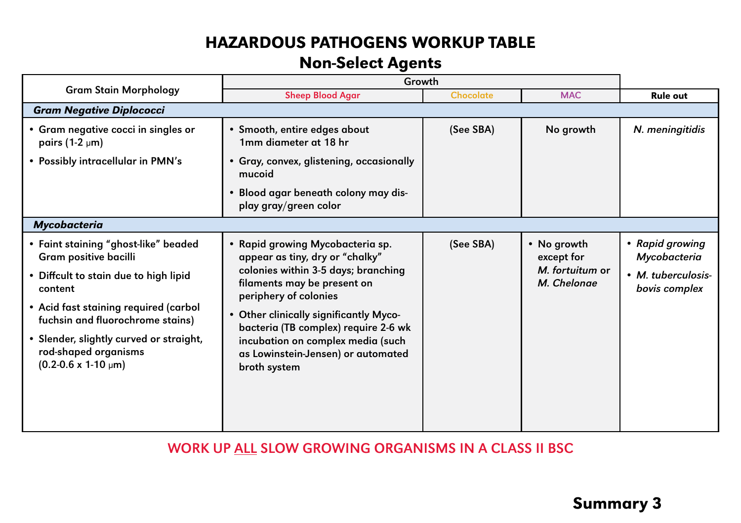# HAZARDOUS PATHOGENS WORKUP TABLE

## Non-Select Agents

| Gram Stain Morphology | Growth: Sheep Blood Agar | Growth: Chocolate | Growth: MAC | Rule out |
|---|---|---|---|---|
| ***Gram Negative Diplococci*** | | | | |
| • Gram negative cocci in singles or pairs (1-2 μm)<br>• Possibly intracellular in PMN's | • Smooth, entire edges about 1mm diameter at 18 hr<br>• Gray, convex, glistening, occasionally mucoid<br>• Blood agar beneath colony may display gray/green color | (See SBA) | No growth | *N. meningitidis* |
| ***Mycobacteria*** | | | | |
| • Faint staining "ghost-like" beaded Gram positive bacilli<br>• Diffcult to stain due to high lipid content<br>• Acid fast staining required (carbol fuchsin and fluorochrome stains)<br>• Slender, slightly curved or straight, rod-shaped organisms (0.2-0.6 x 1-10 μm) | • Rapid growing Mycobacteria sp. appear as tiny, dry or "chalky" colonies within 3-5 days; branching filaments may be present on periphery of colonies<br>• Other clinically significantly Mycobacteria (TB complex) require 2-6 wk incubation on complex media (such as Lowinstein-Jensen) or automated broth system | (See SBA) | • No growth except for *M. fortuitum* or *M. Chelonae* | • *Rapid growing Mycobacteria*<br>• *M. tuberculosis-bovis complex* |

**WORK UP ALL SLOW GROWING ORGANISMS IN A CLASS II BSC**

**Summary 3**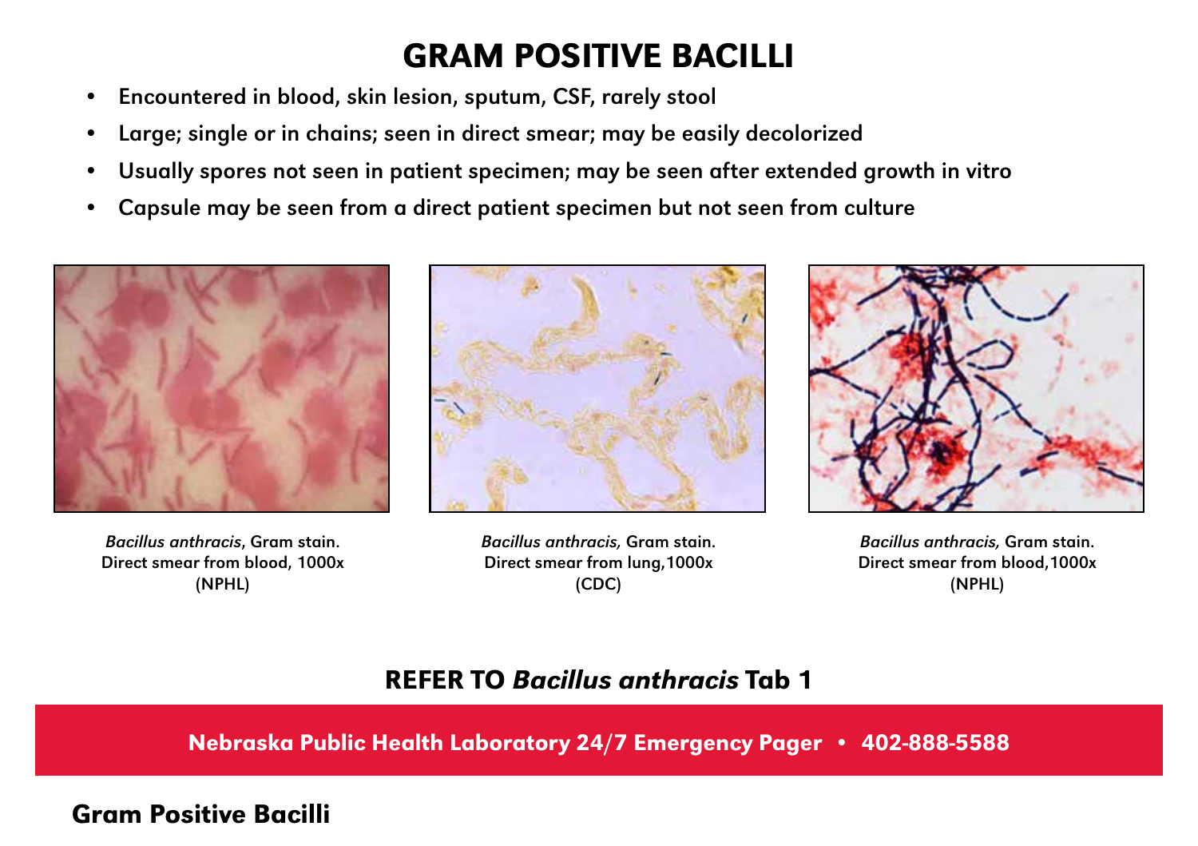# GRAM POSITIVE BACILLI

- Encountered in blood, skin lesion, sputum, CSF, rarely stool
- Large; single or in chains; seen in direct smear; may be easily decolorized
- Usually spores not seen in patient specimen; may be seen after extended growth in vitro
- Capsule may be seen from a direct patient specimen but not seen from culture

*Bacillus anthracis*, Gram stain. Direct smear from blood, 1000x (NPHL)

*Bacillus anthracis,* Gram stain. Direct smear from lung, 1000x (CDC)

*Bacillus anthracis,* Gram stain. Direct smear from blood, 1000x (NPHL)

## REFER TO *Bacillus anthracis* Tab 1

**Nebraska Public Health Laboratory 24/7 Emergency Pager • 402-888-5588**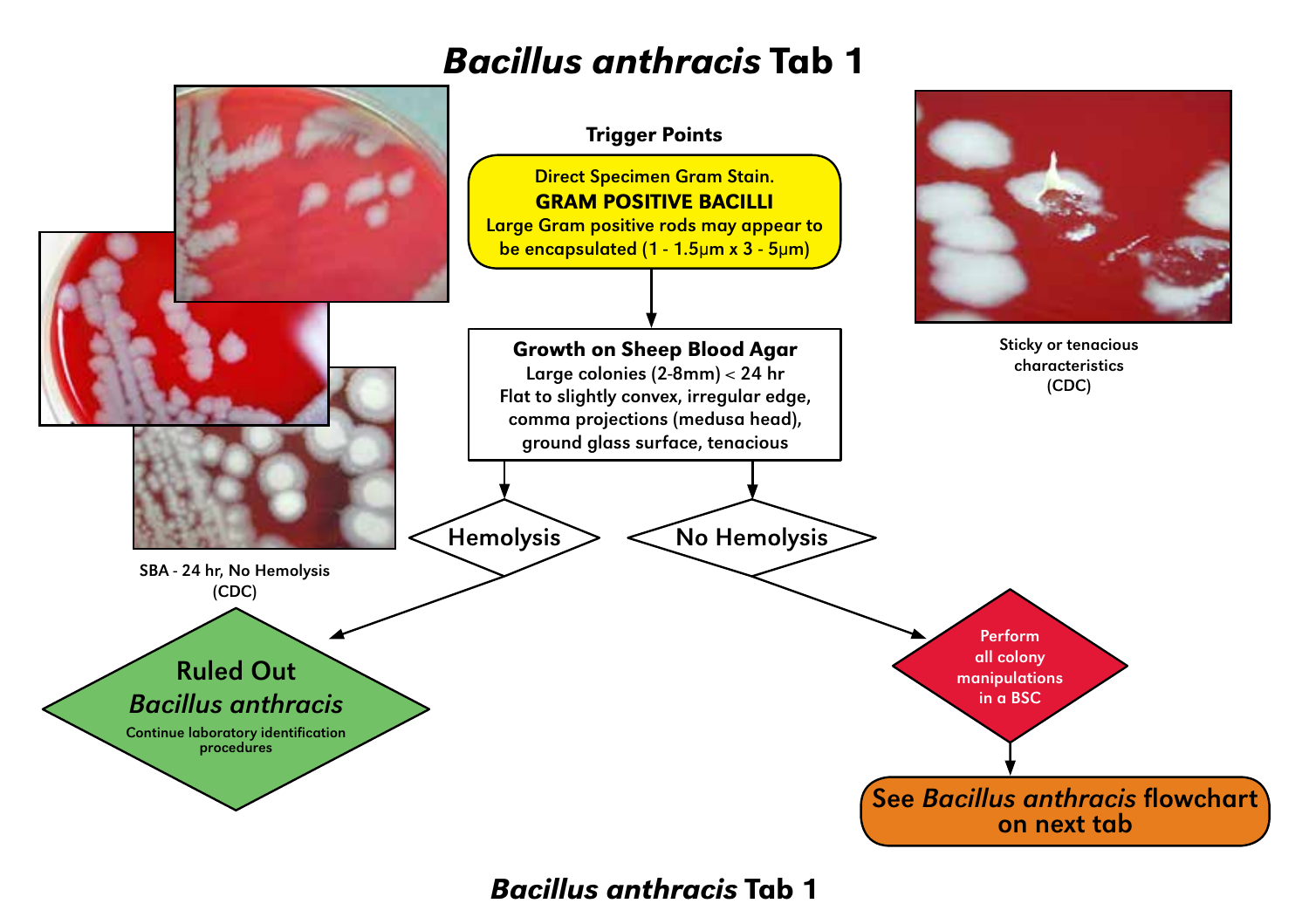# *Bacillus anthracis* Tab 1

**Trigger Points**

Direct Specimen Gram Stain.
**GRAM POSITIVE BACILLI**
Large Gram positive rods may appear to be encapsulated (1 - 1.5µm x 3 - 5µm)

**Growth on Sheep Blood Agar**
Large colonies (2-8mm) < 24 hr
Flat to slightly convex, irregular edge, comma projections (medusa head), ground glass surface, tenacious

- **Hemolysis** → **Ruled Out *Bacillus anthracis*** — Continue laboratory identification procedures
- **No Hemolysis** → Perform all colony manipulations in a BSC → **See *Bacillus anthracis* flowchart on next tab**

SBA - 24 hr, No Hemolysis (CDC)

Sticky or tenacious characteristics (CDC)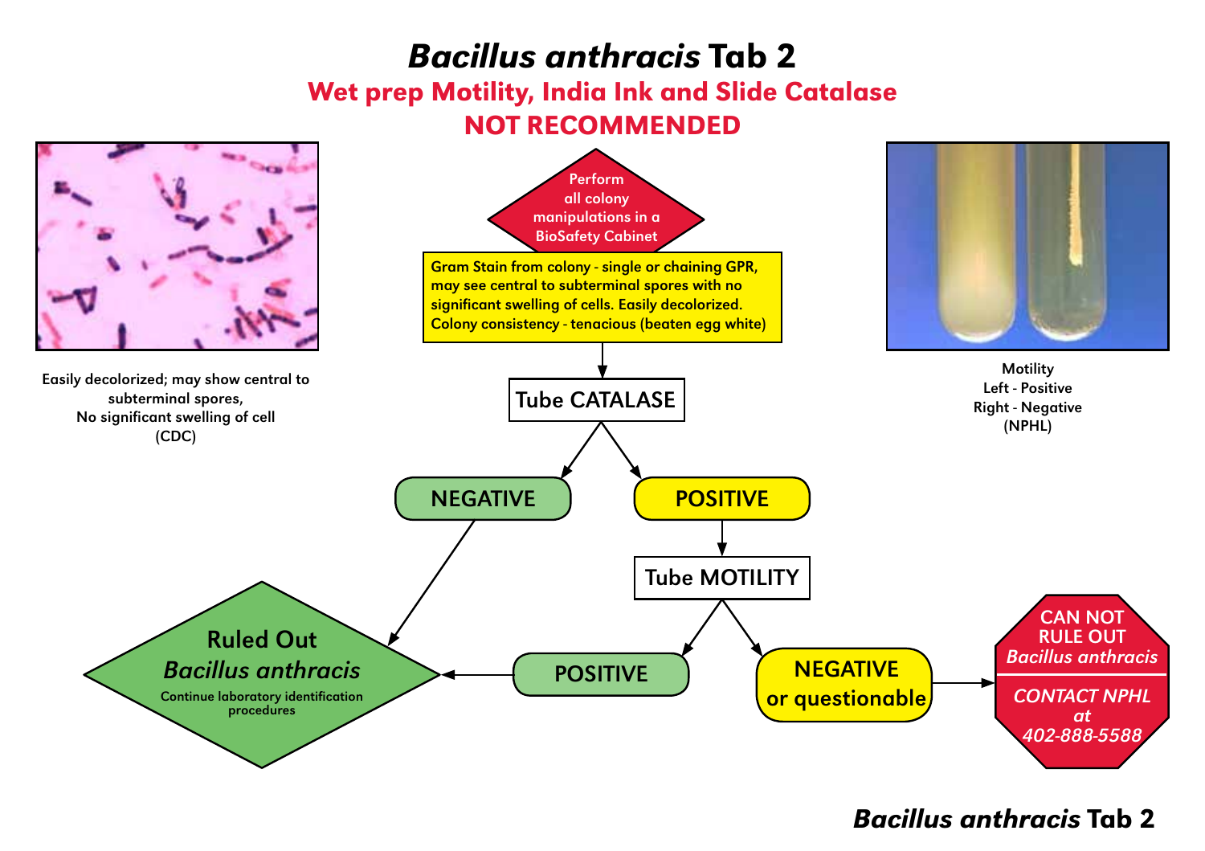# *Bacillus anthracis* Tab 2

## Wet prep Motility, India Ink and Slide Catalase NOT RECOMMENDED

Easily decolorized; may show central to subterminal spores,
No significant swelling of cell
(CDC)

Motility
Left - Positive
Right - Negative
(NPHL)

**Perform all colony manipulations in a BioSafety Cabinet**

Gram Stain from colony - single or chaining GPR, may see central to subterminal spores with no significant swelling of cells. Easily decolorized. Colony consistency - tenacious (beaten egg white)

**Tube CATALASE**

- **NEGATIVE** → Ruled Out *Bacillus anthracis*
- **POSITIVE** → **Tube MOTILITY**
  - **POSITIVE** → Ruled Out *Bacillus anthracis*
  - **NEGATIVE or questionable** → CAN NOT RULE OUT *Bacillus anthracis* — *CONTACT NPHL at 402-888-5588*

**Ruled Out *Bacillus anthracis***
Continue laboratory identification procedures

**CAN NOT RULE OUT *Bacillus anthracis***
*CONTACT NPHL at 402-888-5588*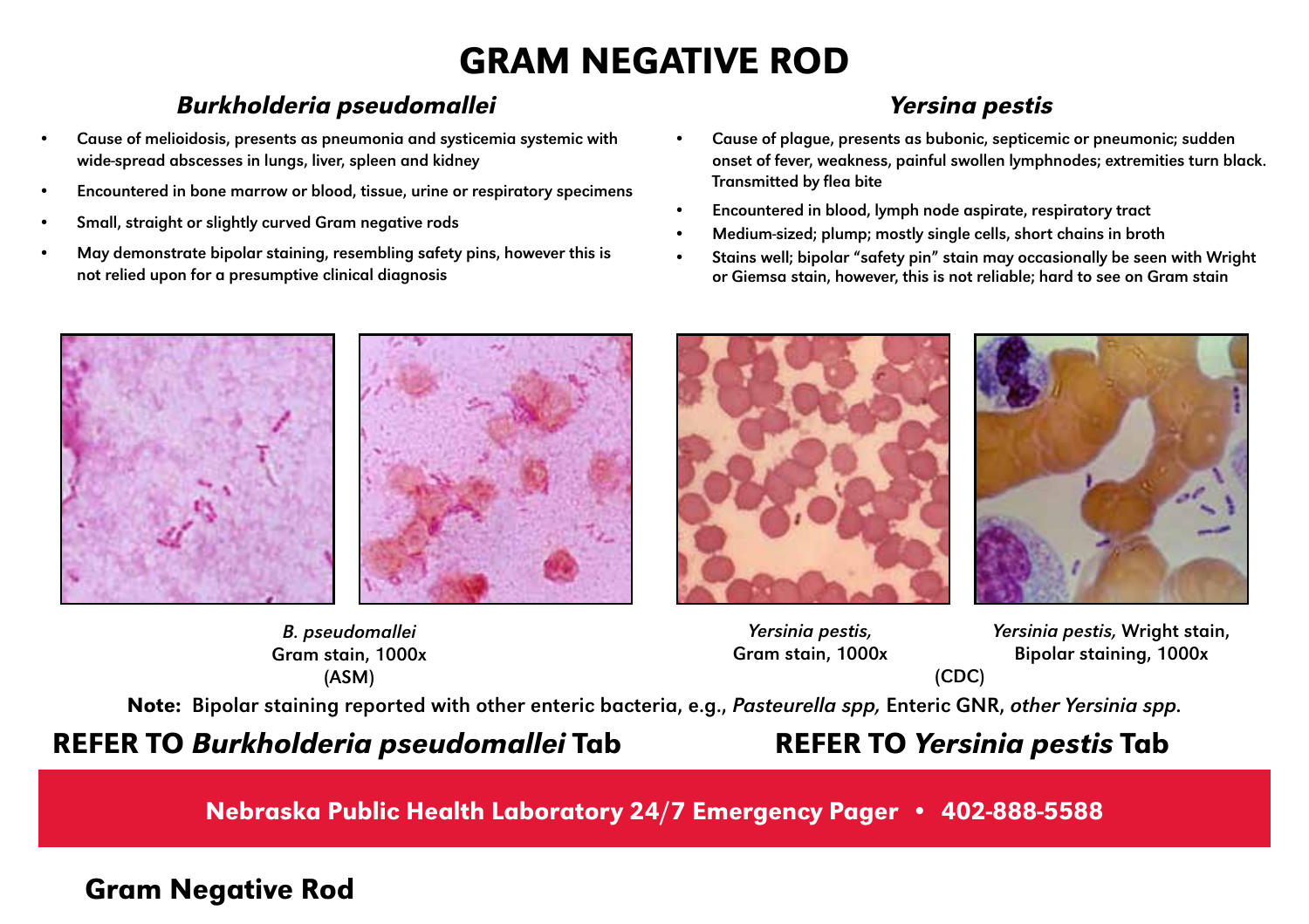# GRAM NEGATIVE ROD

## *Burkholderia pseudomallei*

- Cause of melioidosis, presents as pneumonia and systicemia systemic with wide-spread abscesses in lungs, liver, spleen and kidney
- Encountered in bone marrow or blood, tissue, urine or respiratory specimens
- Small, straight or slightly curved Gram negative rods
- May demonstrate bipolar staining, resembling safety pins, however this is not relied upon for a presumptive clinical diagnosis

*B. pseudomallei*
Gram stain, 1000x
(ASM)

## *Yersina pestis*

- Cause of plague, presents as bubonic, septicemic or pneumonic; sudden onset of fever, weakness, painful swollen lymphnodes; extremities turn black. Transmitted by flea bite
- Encountered in blood, lymph node aspirate, respiratory tract
- Medium-sized; plump; mostly single cells, short chains in broth
- Stains well; bipolar "safety pin" stain may occasionally be seen with Wright or Giemsa stain, however, this is not reliable; hard to see on Gram stain

*Yersinia pestis,*
Gram stain, 1000x

*Yersinia pestis,* Wright stain,
Bipolar staining, 1000x

(CDC)

**Note:** Bipolar staining reported with other enteric bacteria, e.g., *Pasteurella spp,* Enteric GNR, *other Yersinia spp.*

**REFER TO *Burkholderia pseudomallei* Tab**

**REFER TO *Yersinia pestis* Tab**

**Nebraska Public Health Laboratory 24/7 Emergency Pager • 402-888-5588**

**Gram Negative Rod**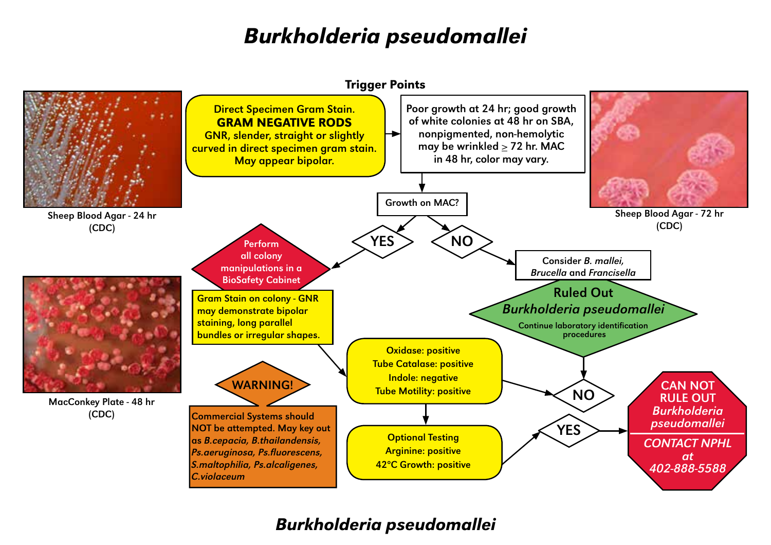# *Burkholderia pseudomallei*

**Trigger Points**

Direct Specimen Gram Stain.
**GRAM NEGATIVE RODS**
GNR, slender, straight or slightly curved in direct specimen gram stain. May appear bipolar.

Poor growth at 24 hr; good growth of white colonies at 48 hr on SBA, nonpigmented, non-hemolytic may be wrinkled ≥ 72 hr. MAC in 48 hr, color may vary.

Sheep Blood Agar - 24 hr (CDC)

Sheep Blood Agar - 72 hr (CDC)

MacConkey Plate - 48 hr (CDC)

Growth on MAC?

- **YES** → Perform all colony manipulations in a BioSafety Cabinet
- **NO** → Consider *B. mallei, Brucella* and *Francisella*

**Ruled Out *Burkholderia pseudomallei***
Continue laboratory identification procedures

Gram Stain on colony - GNR may demonstrate bipolar staining, long parallel bundles or irregular shapes.

Oxidase: positive
Tube Catalase: positive
Indole: negative
Tube Motility: positive

Optional Testing
Arginine: positive
42°C Growth: positive

- **NO** → Ruled Out *Burkholderia pseudomallei*
- **YES** → CAN NOT RULE OUT *Burkholderia pseudomallei*

**CAN NOT RULE OUT *Burkholderia pseudomallei***
***CONTACT NPHL at 402-888-5588***

**WARNING!**
Commercial Systems should NOT be attempted. May key out as *B.cepacia, B.thailandensis, Ps.aeruginosa, Ps.fluorescens, S.maltophilia, Ps.alcaligenes, C.violaceum*

## *Burkholderia pseudomallei*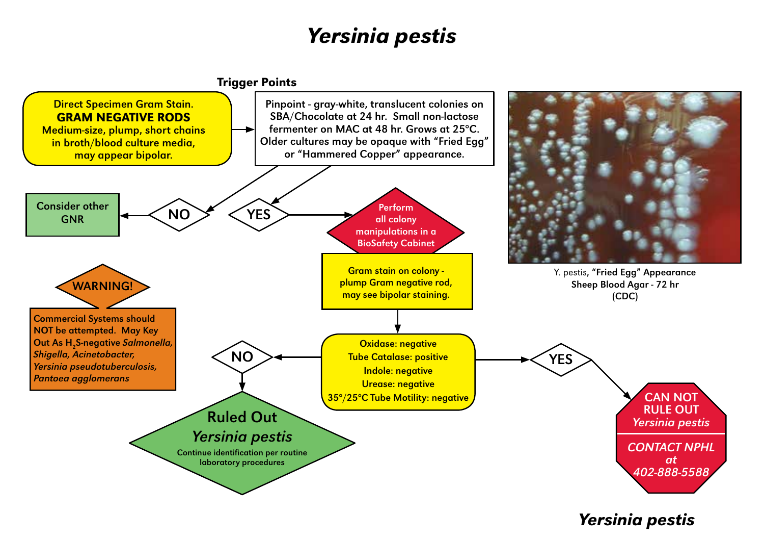# *Yersinia pestis*

## Trigger Points

**Direct Specimen Gram Stain.**
**GRAM NEGATIVE RODS**
Medium-size, plump, short chains in broth/blood culture media, may appear bipolar.

→

Pinpoint - gray-white, translucent colonies on SBA/Chocolate at 24 hr. Small non-lactose fermenter on MAC at 48 hr. Grows at 25°C. Older cultures may be opaque with "Fried Egg" or "Hammered Copper" appearance.

- **NO** → Consider other GNR
- **YES** → Perform all colony manipulations in a BioSafety Cabinet

Gram stain on colony - plump Gram negative rod, may see bipolar staining.

↓

Oxidase: negative
Tube Catalase: positive
Indole: negative
Urease: negative
35°/25°C Tube Motility: negative

- **NO** → **Ruled Out *Yersinia pestis***
  Continue identification per routine laboratory procedures
- **YES** → **CAN NOT RULE OUT *Yersinia pestis***
  ***CONTACT NPHL at 402-888-5588***

**WARNING!**

Commercial Systems should NOT be attempted. May Key Out As $H_2S$-negative *Salmonella, Shigella, Acinetobacter, Yersinia pseudotuberculosis, Pantoea agglomerans*

Y. pestis, "Fried Egg" Appearance
Sheep Blood Agar - 72 hr
(CDC)

***Yersinia pestis***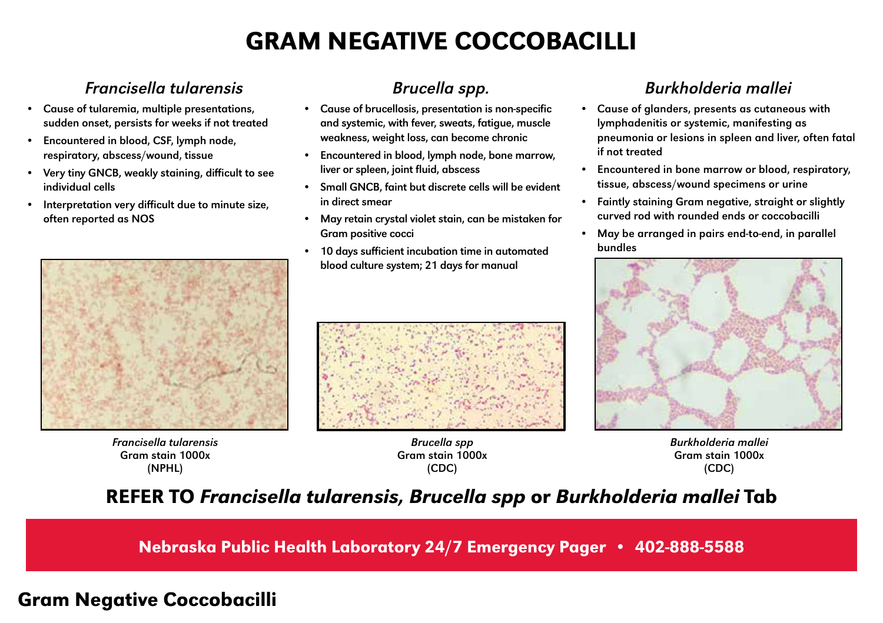# GRAM NEGATIVE COCCOBACILLI

## *Francisella tularensis*

- Cause of tularemia, multiple presentations, sudden onset, persists for weeks if not treated
- Encountered in blood, CSF, lymph node, respiratory, abscess/wound, tissue
- Very tiny GNCB, weakly staining, difficult to see individual cells
- Interpretation very difficult due to minute size, often reported as NOS

*Francisella tularensis*
Gram stain 1000x
(NPHL)

## *Brucella spp.*

- Cause of brucellosis, presentation is non-specific and systemic, with fever, sweats, fatigue, muscle weakness, weight loss, can become chronic
- Encountered in blood, lymph node, bone marrow, liver or spleen, joint fluid, abscess
- Small GNCB, faint but discrete cells will be evident in direct smear
- May retain crystal violet stain, can be mistaken for Gram positive cocci
- 10 days sufficient incubation time in automated blood culture system; 21 days for manual

*Brucella spp*
Gram stain 1000x
(CDC)

## *Burkholderia mallei*

- Cause of glanders, presents as cutaneous with lymphadenitis or systemic, manifesting as pneumonia or lesions in spleen and liver, often fatal if not treated
- Encountered in bone marrow or blood, respiratory, tissue, abscess/wound specimens or urine
- Faintly staining Gram negative, straight or slightly curved rod with rounded ends or coccobacilli
- May be arranged in pairs end-to-end, in parallel bundles

*Burkholderia mallei*
Gram stain 1000x
(CDC)

**REFER TO *Francisella tularensis, Brucella spp* or *Burkholderia mallei* Tab**

**Nebraska Public Health Laboratory 24/7 Emergency Pager • 402-888-5588**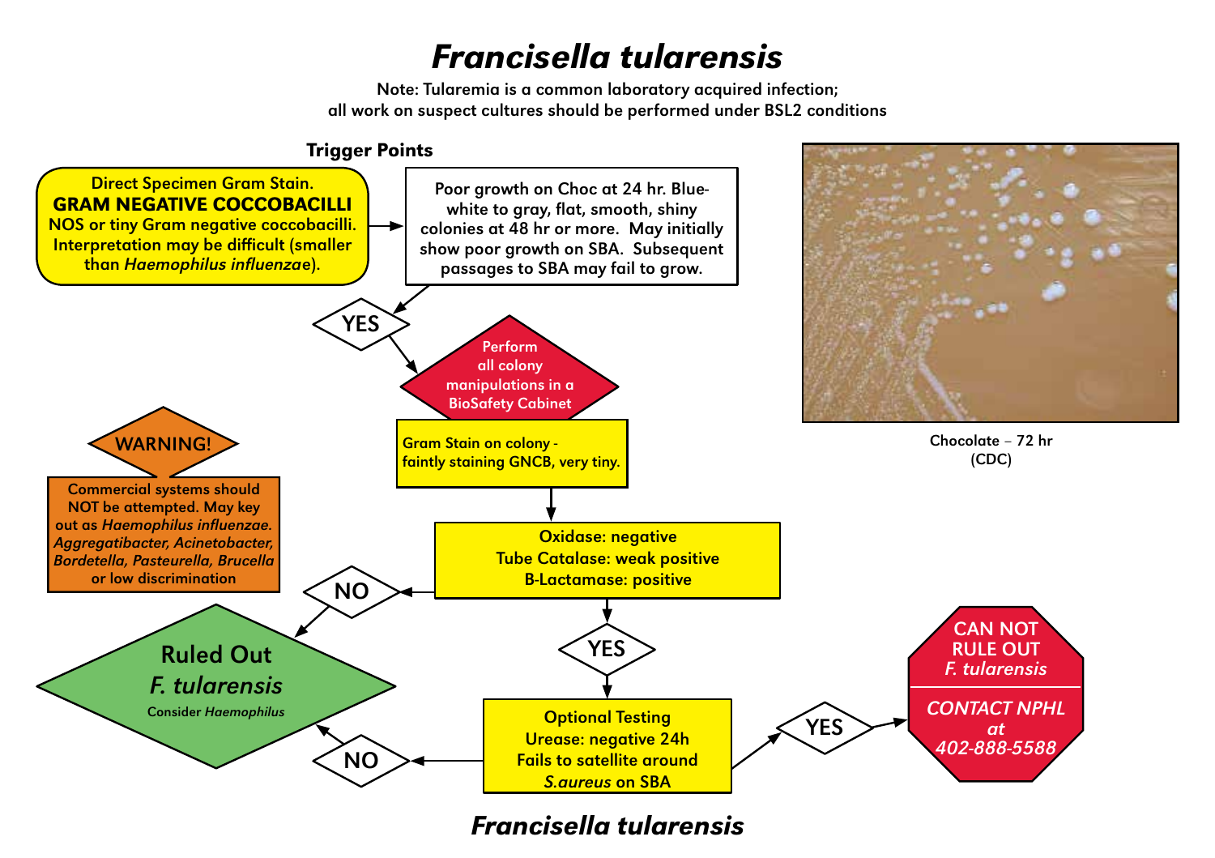# *Francisella tularensis*

**Note: Tularemia is a common laboratory acquired infection; all work on suspect cultures should be performed under BSL2 conditions**

**Trigger Points**

Direct Specimen Gram Stain.
**GRAM NEGATIVE COCCOBACILLI**
NOS or tiny Gram negative coccobacilli. Interpretation may be difficult (smaller than *Haemophilus influenzae*).

Poor growth on Choc at 24 hr. Blue-white to gray, flat, smooth, shiny colonies at 48 hr or more. May initially show poor growth on SBA. Subsequent passages to SBA may fail to grow.

YES

Perform all colony manipulations in a BioSafety Cabinet

Gram Stain on colony - faintly staining GNCB, very tiny.

Oxidase: negative
Tube Catalase: weak positive
B-Lactamase: positive

NO → **Ruled Out *F. tularensis*** — Consider *Haemophilus*

YES

Optional Testing
Urease: negative 24h
Fails to satellite around *S.aureus* on SBA

NO → **Ruled Out *F. tularensis*** — Consider *Haemophilus*

YES → **CAN NOT RULE OUT *F. tularensis*** — ***CONTACT NPHL at 402-888-5588***

**WARNING!**

Commercial systems should NOT be attempted. May key out as *Haemophilus influenzae. Aggregatibacter, Acinetobacter, Bordetella, Pasteurella, Brucella* or low discrimination

Chocolate – 72 hr (CDC)

## *Francisella tularensis*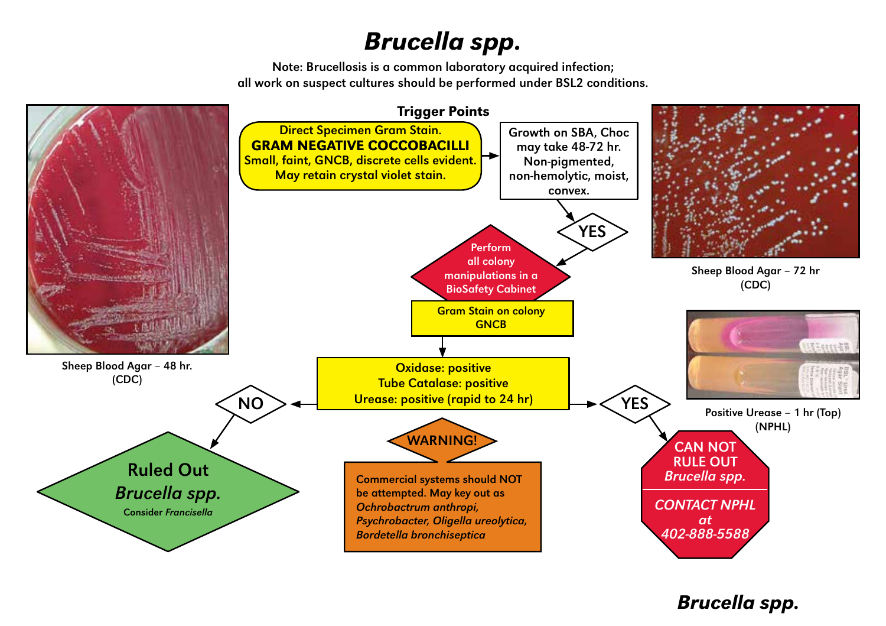# *Brucella spp.*

Note: Brucellosis is a common laboratory acquired infection; all work on suspect cultures should be performed under BSL2 conditions.

## Trigger Points

Direct Specimen Gram Stain.
**GRAM NEGATIVE COCCOBACILLI**
Small, faint, GNCB, discrete cells evident.
May retain crystal violet stain.

Growth on SBA, Choc may take 48-72 hr. Non-pigmented, non-hemolytic, moist, convex.

YES

Perform all colony manipulations in a BioSafety Cabinet

Gram Stain on colony
GNCB

Oxidase: positive
Tube Catalase: positive
Urease: positive (rapid to 24 hr)

NO → **Ruled Out *Brucella spp.*** Consider *Francisella*

YES → **CAN NOT RULE OUT *Brucella spp.***
***CONTACT NPHL at 402-888-5588***

**WARNING!**

Commercial systems should NOT be attempted. May key out as *Ochrobactrum anthropi, Psychrobacter, Oligella ureolytica, Bordetella bronchiseptica*

Sheep Blood Agar – 48 hr. (CDC)

Sheep Blood Agar – 72 hr (CDC)

Positive Urease – 1 hr (Top) (NPHL)

***Brucella spp.***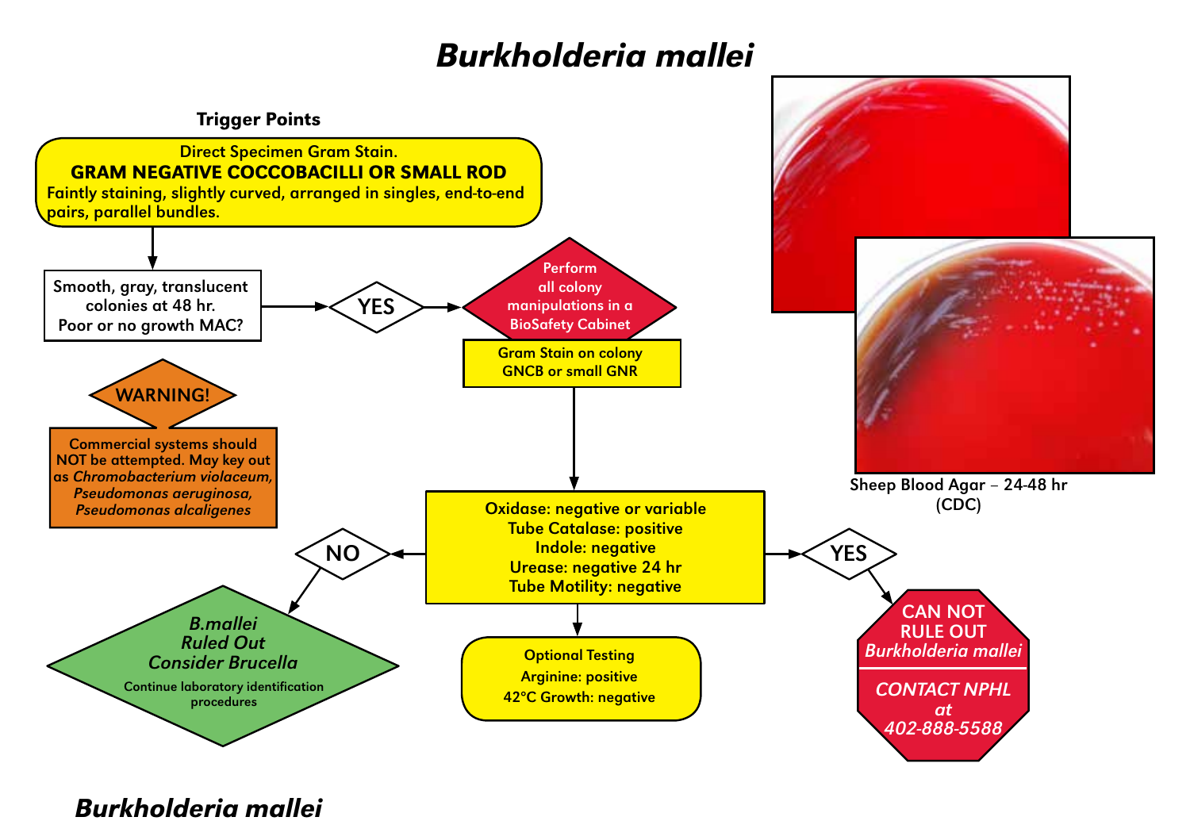# *Burkholderia mallei*

## Trigger Points

**Direct Specimen Gram Stain.**
**GRAM NEGATIVE COCCOBACILLI OR SMALL ROD**
**Faintly staining, slightly curved, arranged in singles, end-to-end pairs, parallel bundles.**

↓

Smooth, gray, translucent colonies at 48 hr.
Poor or no growth MAC?

→ **YES** →

**Perform all colony manipulations in a BioSafety Cabinet**

**Gram Stain on colony**
**GNCB or small GNR**

↓

**Oxidase: negative or variable**
**Tube Catalase: positive**
**Indole: negative**
**Urease: negative 24 hr**
**Tube Motility: negative**

- **NO** → ***B.mallei* Ruled Out** ***Consider Brucella*** — Continue laboratory identification procedures
- **YES** → **CAN NOT RULE OUT *Burkholderia mallei*** — ***CONTACT NPHL at 402-888-5588***
- ↓ **Optional Testing**
  - **Arginine: positive**
  - **42°C Growth: negative**

**WARNING!**

Commercial systems should NOT be attempted. May key out as *Chromobacterium violaceum, Pseudomonas aeruginosa, Pseudomonas alcaligenes*

Sheep Blood Agar – 24-48 hr (CDC)

# *Burkholderia mallei*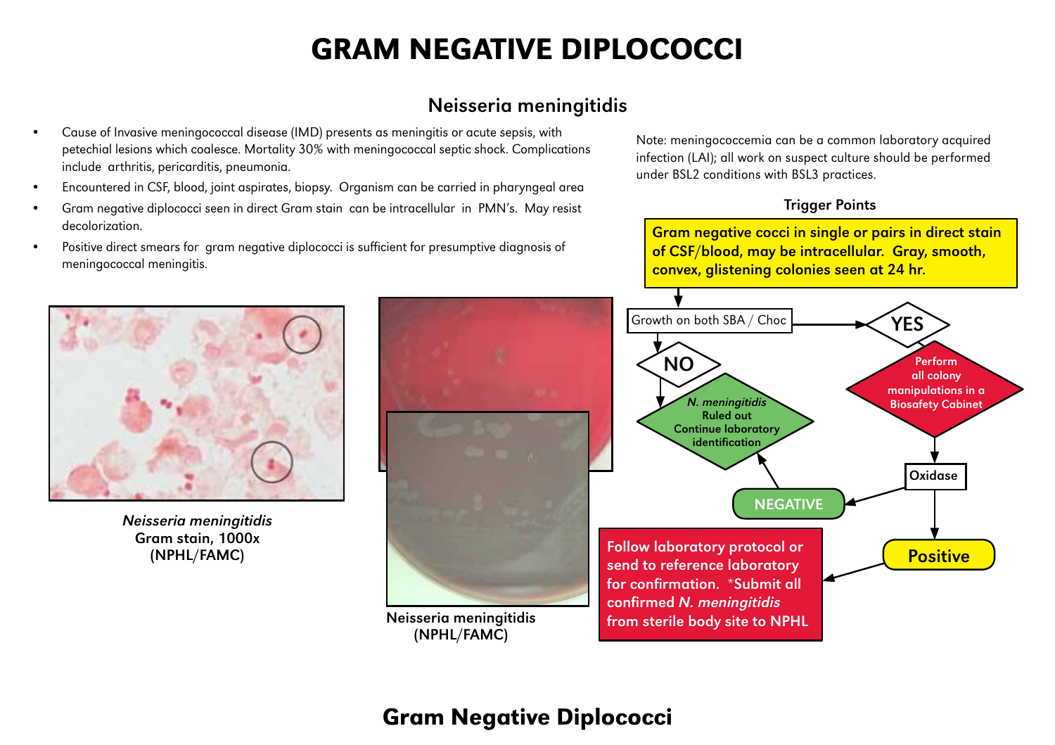# GRAM NEGATIVE DIPLOCOCCI

## Neisseria meningitidis

- Cause of Invasive meningococcal disease (IMD) presents as meningitis or acute sepsis, with petechial lesions which coalesce. Mortality 30% with meningococcal septic shock. Complications include arthritis, pericarditis, pneumonia.
- Encountered in CSF, blood, joint aspirates, biopsy. Organism can be carried in pharyngeal area
- Gram negative diplococci seen in direct Gram stain can be intracellular in PMN's. May resist decolorization.
- Positive direct smears for gram negative diplococci is sufficient for presumptive diagnosis of meningococcal meningitis.

Note: meningococcemia can be a common laboratory acquired infection (LAI); all work on suspect culture should be performed under BSL2 conditions with BSL3 practices.

*Neisseria meningitidis*
**Gram stain, 1000x**
**(NPHL/FAMC)**

**Neisseria meningitidis**
**(NPHL/FAMC)**

### Trigger Points

**Gram negative cocci in single or pairs in direct stain of CSF/blood, may be intracellular. Gray, smooth, convex, glistening colonies seen at 24 hr.**

Growth on both SBA / Choc

- **NO** → ***N. meningitidis*** **Ruled out. Continue laboratory identification**
- **YES** → **Perform all colony manipulations in a Biosafety Cabinet** → **Oxidase**
  - **NEGATIVE** → ***N. meningitidis*** **Ruled out. Continue laboratory identification**
  - **Positive** → **Follow laboratory protocol or send to reference laboratory for confirmation. *Submit all confirmed *N. meningitidis* from sterile body site to NPHL**

## Gram Negative Diplococci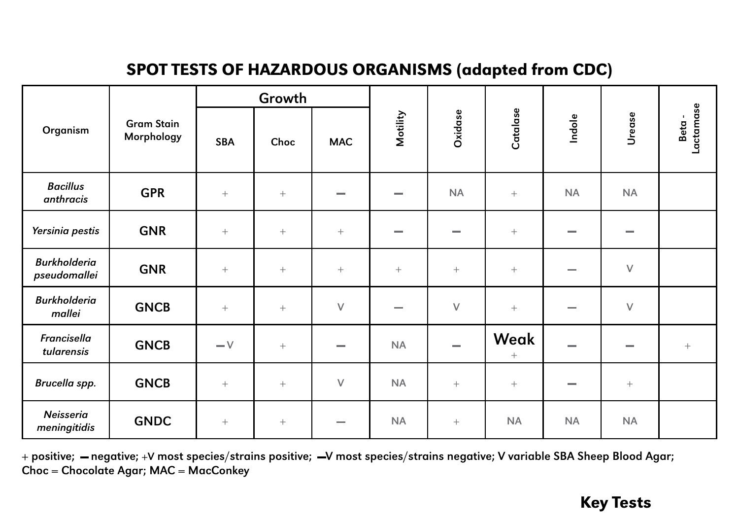## SPOT TESTS OF HAZARDOUS ORGANISMS (adapted from CDC)

| Organism | Gram Stain Morphology | Growth | | | Motility | Oxidase | Catalase | Indole | Urease | Beta - Lactamase |
|---|---|---|---|---|---|---|---|---|---|---|
| | | SBA | Choc | MAC | | | | | | |
| *Bacillus anthracis* | GPR | + | + | − | − | NA | + | NA | NA | |
| *Yersinia pestis* | GNR | + | + | + | − | − | + | − | − | |
| *Burkholderia pseudomallei* | GNR | + | + | + | + | + | + | − | V | |
| *Burkholderia mallei* | GNCB | + | + | V | − | V | + | − | V | |
| *Francisella tularensis* | GNCB | −V | + | − | NA | − | Weak + | − | − | + |
| *Brucella spp.* | GNCB | + | + | V | NA | + | + | − | + | |
| *Neisseria meningitidis* | GNDC | + | + | − | NA | + | NA | NA | NA | |

+ positive; − negative; +V most species/strains positive; −V most species/strains negative; V variable SBA Sheep Blood Agar; Choc = Chocolate Agar; MAC = MacConkey

**Key Tests**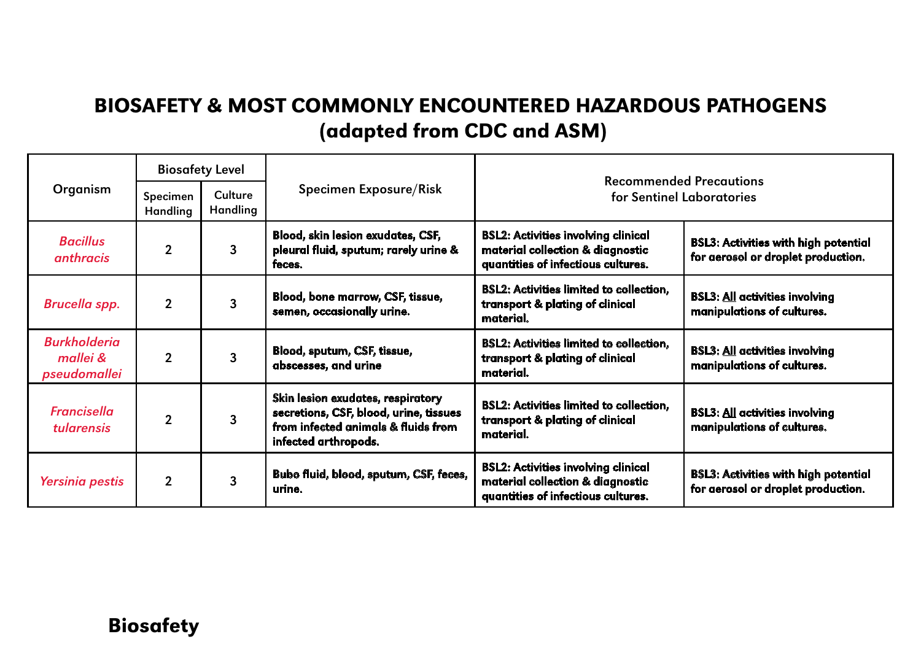# BIOSAFETY & MOST COMMONLY ENCOUNTERED HAZARDOUS PATHOGENS (adapted from CDC and ASM)

| Organism | Biosafety Level | | Specimen Exposure/Risk | Recommended Precautions for Sentinel Laboratories | |
|---|---|---|---|---|---|
| | Specimen Handling | Culture Handling | | | |
| *Bacillus anthracis* | 2 | 3 | Blood, skin lesion exudates, CSF, pleural fluid, sputum; rarely urine & feces. | BSL2: Activities involving clinical material collection & diagnostic quantities of infectious cultures. | BSL3: Activities with high potential for aerosol or droplet production. |
| *Brucella spp.* | 2 | 3 | Blood, bone marrow, CSF, tissue, semen, occasionally urine. | BSL2: Activities limited to collection, transport & plating of clinical material. | BSL3: All activities involving manipulations of cultures. |
| *Burkholderia mallei & pseudomallei* | 2 | 3 | Blood, sputum, CSF, tissue, abscesses, and urine | BSL2: Activities limited to collection, transport & plating of clinical material. | BSL3: All activities involving manipulations of cultures. |
| *Francisella tularensis* | 2 | 3 | Skin lesion exudates, respiratory secretions, CSF, blood, urine, tissues from infected animals & fluids from infected arthropods. | BSL2: Activities limited to collection, transport & plating of clinical material. | BSL3: All activities involving manipulations of cultures. |
| *Yersinia pestis* | 2 | 3 | Bubo fluid, blood, sputum, CSF, feces, urine. | BSL2: Activities involving clinical material collection & diagnostic quantities of infectious cultures. | BSL3: Activities with high potential for aerosol or droplet production. |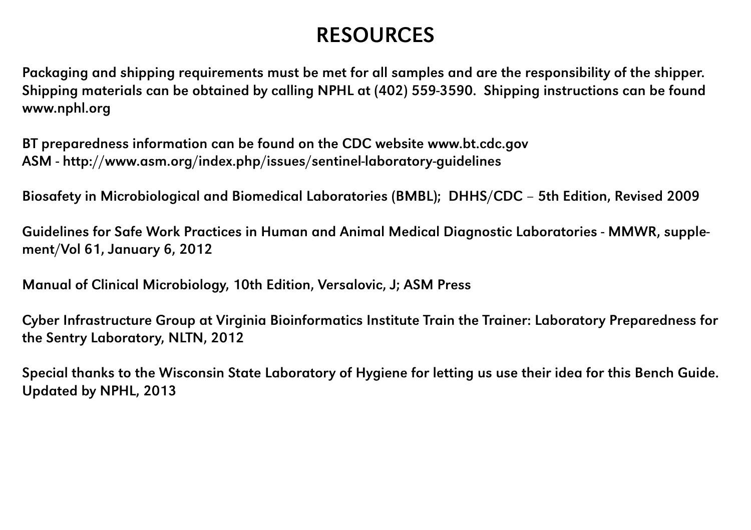# RESOURCES

Packaging and shipping requirements must be met for all samples and are the responsibility of the shipper. Shipping materials can be obtained by calling NPHL at (402) 559-3590. Shipping instructions can be found www.nphl.org

BT preparedness information can be found on the CDC website www.bt.cdc.gov
ASM - http://www.asm.org/index.php/issues/sentinel-laboratory-guidelines

Biosafety in Microbiological and Biomedical Laboratories (BMBL); DHHS/CDC – 5th Edition, Revised 2009

Guidelines for Safe Work Practices in Human and Animal Medical Diagnostic Laboratories - MMWR, supplement/Vol 61, January 6, 2012

Manual of Clinical Microbiology, 10th Edition, Versalovic, J; ASM Press

Cyber Infrastructure Group at Virginia Bioinformatics Institute Train the Trainer: Laboratory Preparedness for the Sentry Laboratory, NLTN, 2012

Special thanks to the Wisconsin State Laboratory of Hygiene for letting us use their idea for this Bench Guide.
Updated by NPHL, 2013